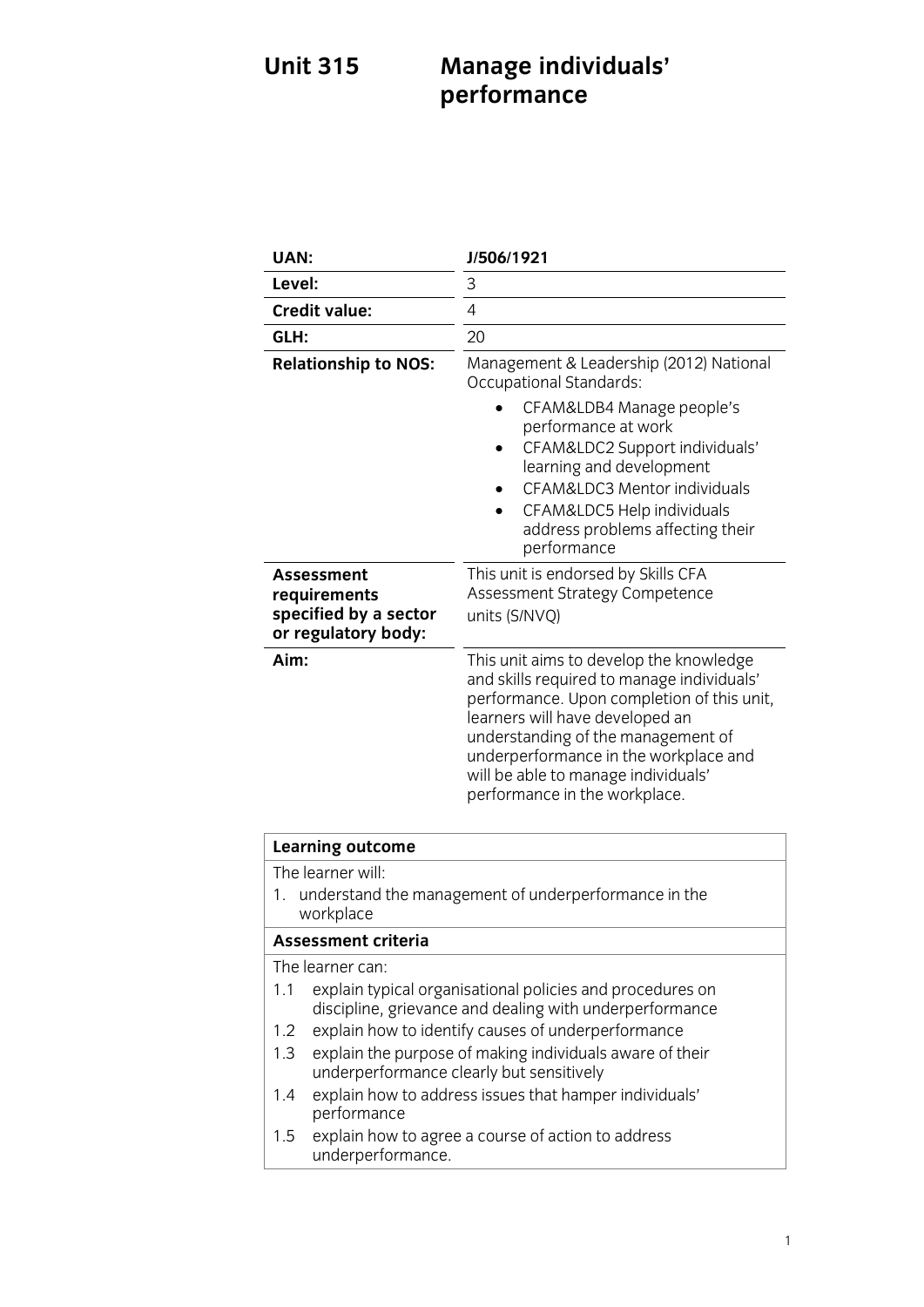# Unit 315 Manage individuals' performance

| | |
|---|---|
| **UAN:** | **J/506/1921** |
| **Level:** | 3 |
| **Credit value:** | 4 |
| **GLH:** | 20 |
| **Relationship to NOS:** | Management & Leadership (2012) National Occupational Standards:<br>• CFAM&LDB4 Manage people's performance at work<br>• CFAM&LDC2 Support individuals' learning and development<br>• CFAM&LDC3 Mentor individuals<br>• CFAM&LDC5 Help individuals address problems affecting their performance |
| **Assessment requirements specified by a sector or regulatory body:** | This unit is endorsed by Skills CFA Assessment Strategy Competence units (S/NVQ) |
| **Aim:** | This unit aims to develop the knowledge and skills required to manage individuals' performance. Upon completion of this unit, learners will have developed an understanding of the management of underperformance in the workplace and will be able to manage individuals' performance in the workplace. |

**Learning outcome**

The learner will:

1. understand the management of underperformance in the workplace

**Assessment criteria**

The learner can:

1.1 explain typical organisational policies and procedures on discipline, grievance and dealing with underperformance

1.2 explain how to identify causes of underperformance

1.3 explain the purpose of making individuals aware of their underperformance clearly but sensitively

1.4 explain how to address issues that hamper individuals' performance

1.5 explain how to agree a course of action to address underperformance.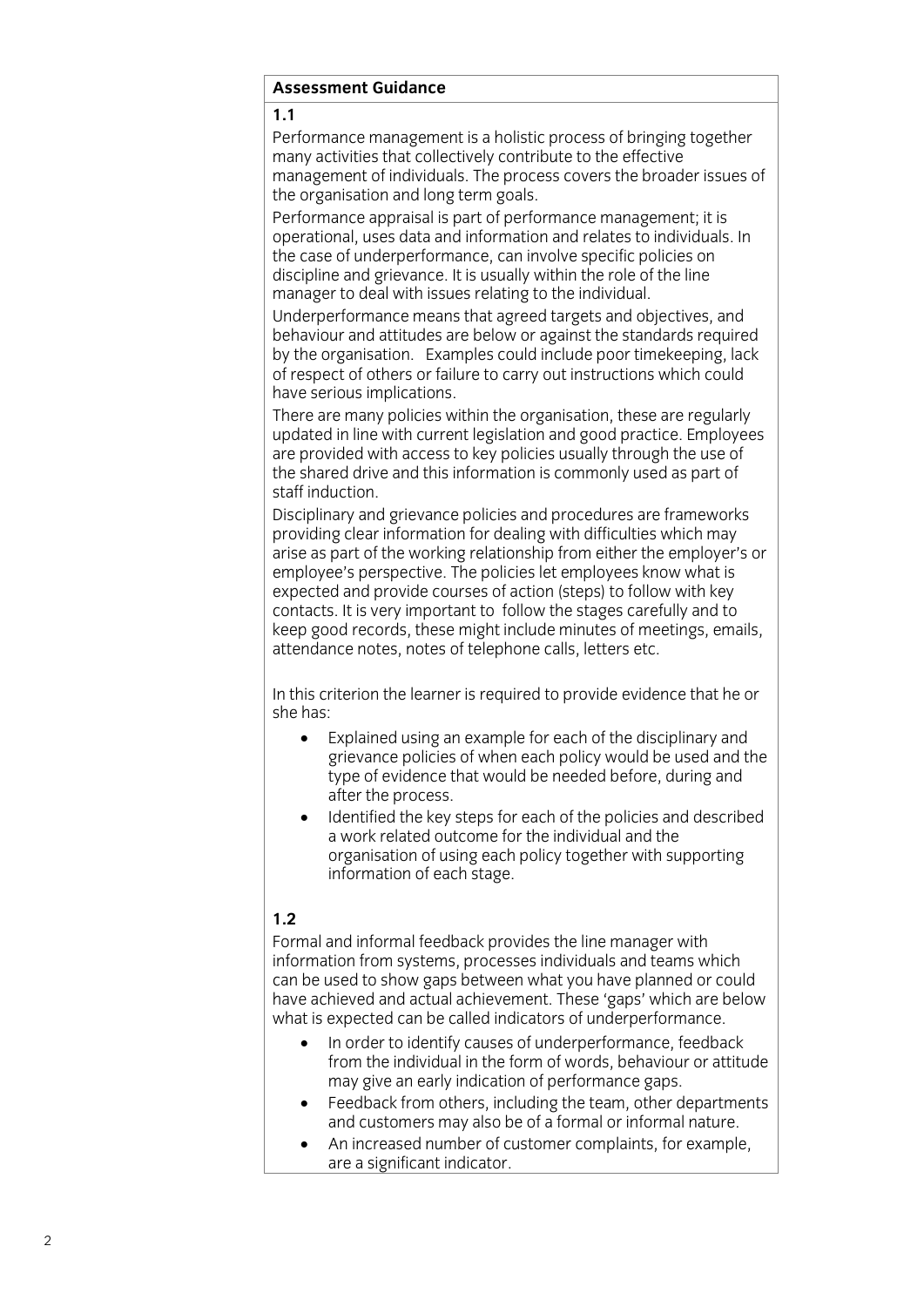**Assessment Guidance**

**1.1**

Performance management is a holistic process of bringing together many activities that collectively contribute to the effective management of individuals. The process covers the broader issues of the organisation and long term goals.

Performance appraisal is part of performance management; it is operational, uses data and information and relates to individuals. In the case of underperformance, can involve specific policies on discipline and grievance. It is usually within the role of the line manager to deal with issues relating to the individual.

Underperformance means that agreed targets and objectives, and behaviour and attitudes are below or against the standards required by the organisation. Examples could include poor timekeeping, lack of respect of others or failure to carry out instructions which could have serious implications.

There are many policies within the organisation, these are regularly updated in line with current legislation and good practice. Employees are provided with access to key policies usually through the use of the shared drive and this information is commonly used as part of staff induction.

Disciplinary and grievance policies and procedures are frameworks providing clear information for dealing with difficulties which may arise as part of the working relationship from either the employer's or employee's perspective. The policies let employees know what is expected and provide courses of action (steps) to follow with key contacts. It is very important to follow the stages carefully and to keep good records, these might include minutes of meetings, emails, attendance notes, notes of telephone calls, letters etc.

In this criterion the learner is required to provide evidence that he or she has:

- Explained using an example for each of the disciplinary and grievance policies of when each policy would be used and the type of evidence that would be needed before, during and after the process.
- Identified the key steps for each of the policies and described a work related outcome for the individual and the organisation of using each policy together with supporting information of each stage.

**1.2**

Formal and informal feedback provides the line manager with information from systems, processes individuals and teams which can be used to show gaps between what you have planned or could have achieved and actual achievement. These 'gaps' which are below what is expected can be called indicators of underperformance.

- In order to identify causes of underperformance, feedback from the individual in the form of words, behaviour or attitude may give an early indication of performance gaps.
- Feedback from others, including the team, other departments and customers may also be of a formal or informal nature.
- An increased number of customer complaints, for example, are a significant indicator.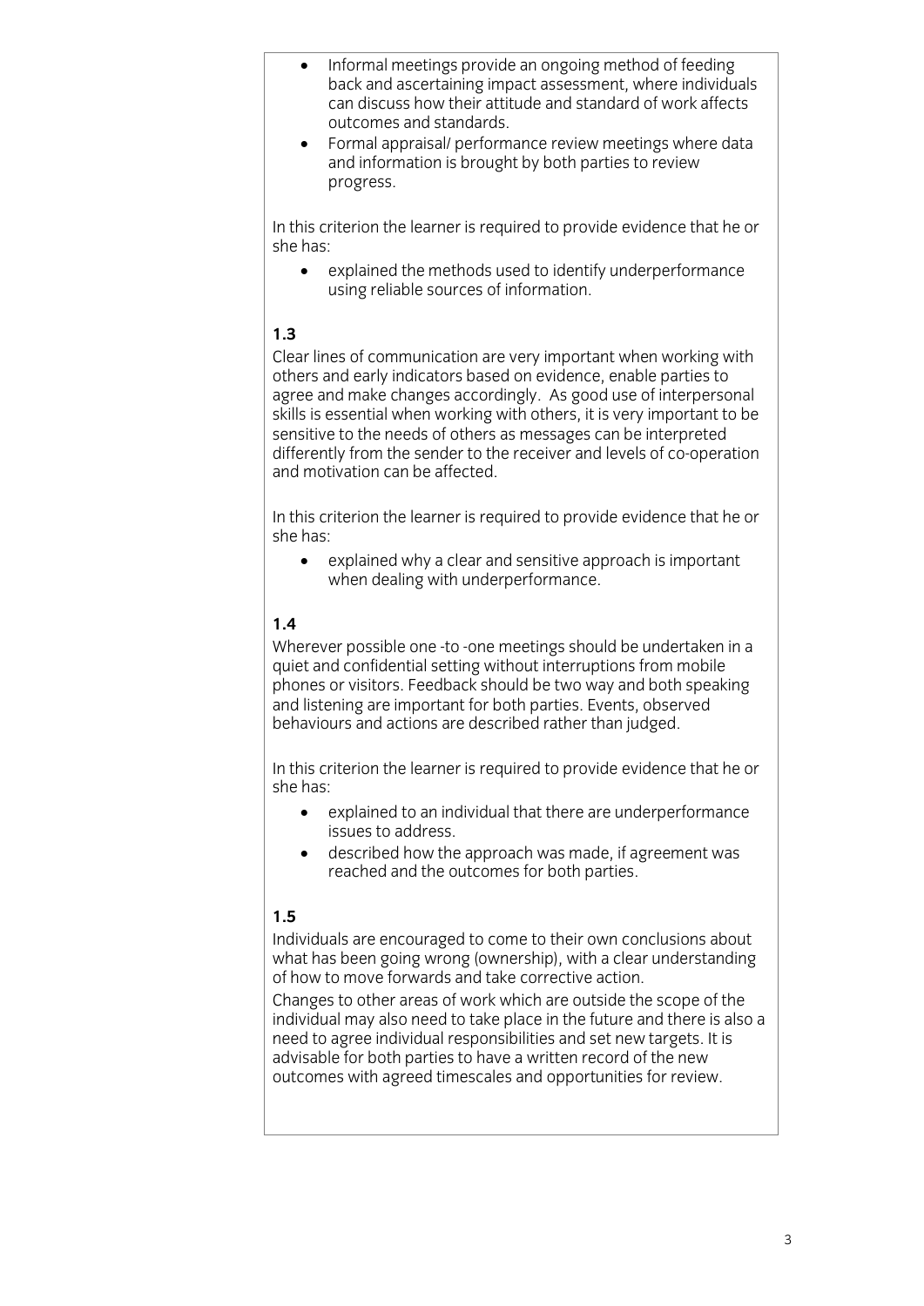- Informal meetings provide an ongoing method of feeding back and ascertaining impact assessment, where individuals can discuss how their attitude and standard of work affects outcomes and standards.
- Formal appraisal/ performance review meetings where data and information is brought by both parties to review progress.

In this criterion the learner is required to provide evidence that he or she has:

- explained the methods used to identify underperformance using reliable sources of information.

**1.3**

Clear lines of communication are very important when working with others and early indicators based on evidence, enable parties to agree and make changes accordingly. As good use of interpersonal skills is essential when working with others, it is very important to be sensitive to the needs of others as messages can be interpreted differently from the sender to the receiver and levels of co-operation and motivation can be affected.

In this criterion the learner is required to provide evidence that he or she has:

- explained why a clear and sensitive approach is important when dealing with underperformance.

**1.4**

Wherever possible one -to -one meetings should be undertaken in a quiet and confidential setting without interruptions from mobile phones or visitors. Feedback should be two way and both speaking and listening are important for both parties. Events, observed behaviours and actions are described rather than judged.

In this criterion the learner is required to provide evidence that he or she has:

- explained to an individual that there are underperformance issues to address.
- described how the approach was made, if agreement was reached and the outcomes for both parties.

**1.5**

Individuals are encouraged to come to their own conclusions about what has been going wrong (ownership), with a clear understanding of how to move forwards and take corrective action.

Changes to other areas of work which are outside the scope of the individual may also need to take place in the future and there is also a need to agree individual responsibilities and set new targets. It is advisable for both parties to have a written record of the new outcomes with agreed timescales and opportunities for review.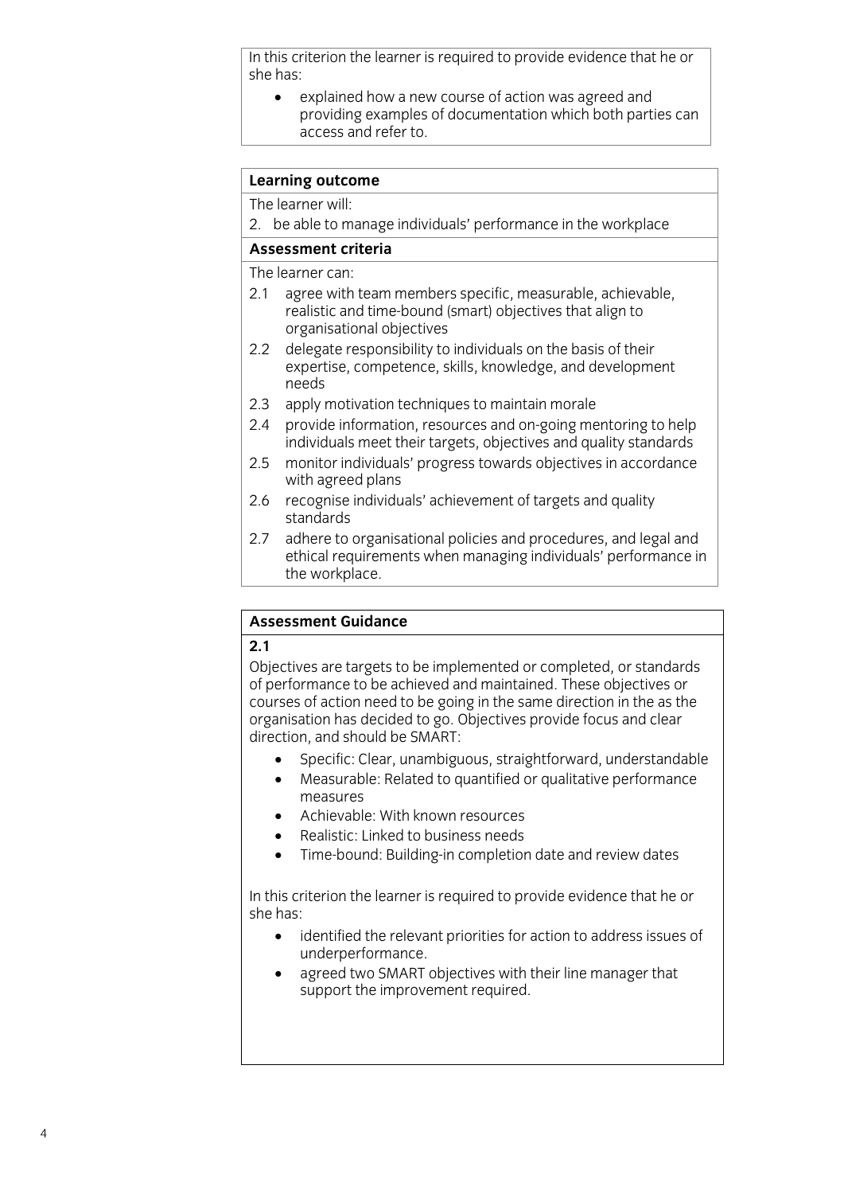In this criterion the learner is required to provide evidence that he or she has:

- explained how a new course of action was agreed and providing examples of documentation which both parties can access and refer to.

**Learning outcome**

The learner will:

2. be able to manage individuals' performance in the workplace

**Assessment criteria**

The learner can:

2.1 agree with team members specific, measurable, achievable, realistic and time-bound (smart) objectives that align to organisational objectives

2.2 delegate responsibility to individuals on the basis of their expertise, competence, skills, knowledge, and development needs

2.3 apply motivation techniques to maintain morale

2.4 provide information, resources and on-going mentoring to help individuals meet their targets, objectives and quality standards

2.5 monitor individuals' progress towards objectives in accordance with agreed plans

2.6 recognise individuals' achievement of targets and quality standards

2.7 adhere to organisational policies and procedures, and legal and ethical requirements when managing individuals' performance in the workplace.

**Assessment Guidance**

**2.1**

Objectives are targets to be implemented or completed, or standards of performance to be achieved and maintained. These objectives or courses of action need to be going in the same direction in the as the organisation has decided to go. Objectives provide focus and clear direction, and should be SMART:

- Specific: Clear, unambiguous, straightforward, understandable
- Measurable: Related to quantified or qualitative performance measures
- Achievable: With known resources
- Realistic: Linked to business needs
- Time-bound: Building-in completion date and review dates

In this criterion the learner is required to provide evidence that he or she has:

- identified the relevant priorities for action to address issues of underperformance.
- agreed two SMART objectives with their line manager that support the improvement required.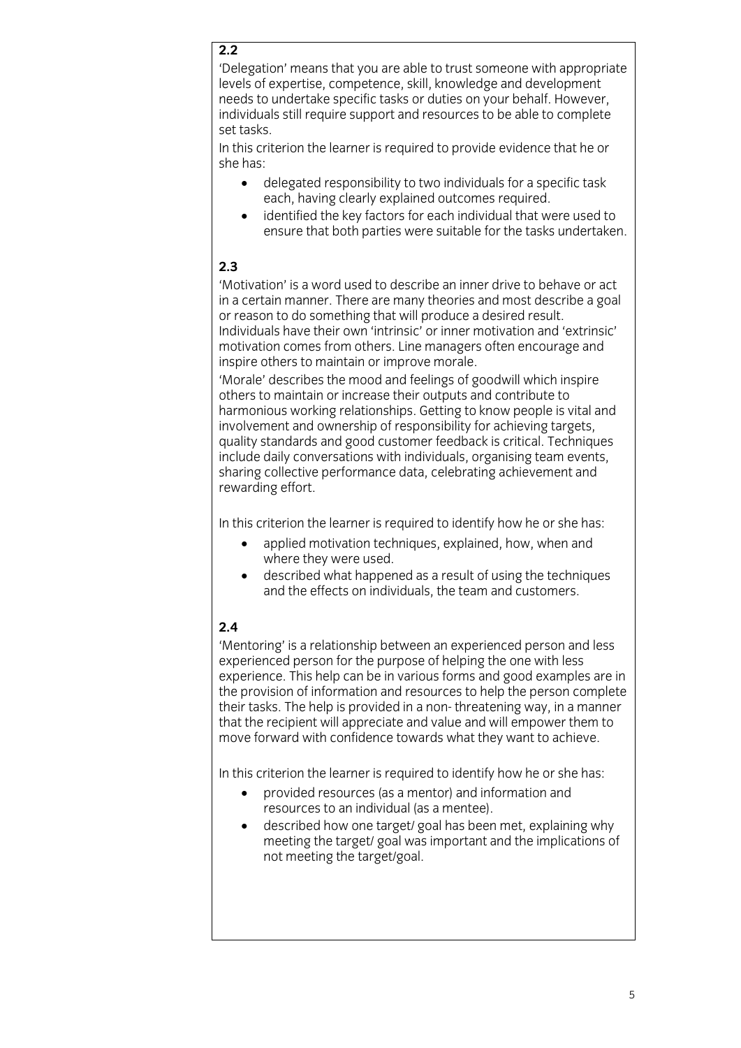**2.2**

'Delegation' means that you are able to trust someone with appropriate levels of expertise, competence, skill, knowledge and development needs to undertake specific tasks or duties on your behalf. However, individuals still require support and resources to be able to complete set tasks.

In this criterion the learner is required to provide evidence that he or she has:

- delegated responsibility to two individuals for a specific task each, having clearly explained outcomes required.
- identified the key factors for each individual that were used to ensure that both parties were suitable for the tasks undertaken.

**2.3**

'Motivation' is a word used to describe an inner drive to behave or act in a certain manner. There are many theories and most describe a goal or reason to do something that will produce a desired result. Individuals have their own 'intrinsic' or inner motivation and 'extrinsic' motivation comes from others. Line managers often encourage and inspire others to maintain or improve morale.

'Morale' describes the mood and feelings of goodwill which inspire others to maintain or increase their outputs and contribute to harmonious working relationships. Getting to know people is vital and involvement and ownership of responsibility for achieving targets, quality standards and good customer feedback is critical. Techniques include daily conversations with individuals, organising team events, sharing collective performance data, celebrating achievement and rewarding effort.

In this criterion the learner is required to identify how he or she has:

- applied motivation techniques, explained, how, when and where they were used.
- described what happened as a result of using the techniques and the effects on individuals, the team and customers.

**2.4**

'Mentoring' is a relationship between an experienced person and less experienced person for the purpose of helping the one with less experience. This help can be in various forms and good examples are in the provision of information and resources to help the person complete their tasks. The help is provided in a non- threatening way, in a manner that the recipient will appreciate and value and will empower them to move forward with confidence towards what they want to achieve.

In this criterion the learner is required to identify how he or she has:

- provided resources (as a mentor) and information and resources to an individual (as a mentee).
- described how one target/ goal has been met, explaining why meeting the target/ goal was important and the implications of not meeting the target/goal.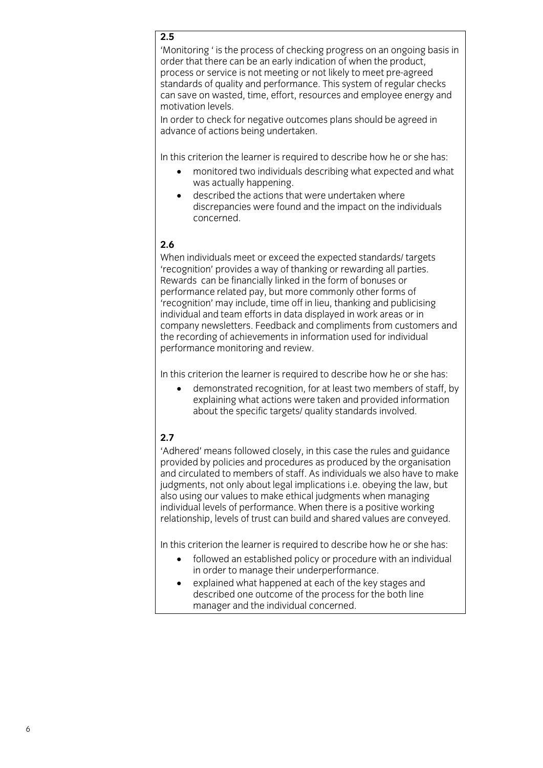**2.5**

'Monitoring ' is the process of checking progress on an ongoing basis in order that there can be an early indication of when the product, process or service is not meeting or not likely to meet pre-agreed standards of quality and performance. This system of regular checks can save on wasted, time, effort, resources and employee energy and motivation levels.

In order to check for negative outcomes plans should be agreed in advance of actions being undertaken.

In this criterion the learner is required to describe how he or she has:

- monitored two individuals describing what expected and what was actually happening.
- described the actions that were undertaken where discrepancies were found and the impact on the individuals concerned.

**2.6**

When individuals meet or exceed the expected standards/ targets 'recognition' provides a way of thanking or rewarding all parties. Rewards can be financially linked in the form of bonuses or performance related pay, but more commonly other forms of 'recognition' may include, time off in lieu, thanking and publicising individual and team efforts in data displayed in work areas or in company newsletters. Feedback and compliments from customers and the recording of achievements in information used for individual performance monitoring and review.

In this criterion the learner is required to describe how he or she has:

- demonstrated recognition, for at least two members of staff, by explaining what actions were taken and provided information about the specific targets/ quality standards involved.

**2.7**

'Adhered' means followed closely, in this case the rules and guidance provided by policies and procedures as produced by the organisation and circulated to members of staff. As individuals we also have to make judgments, not only about legal implications i.e. obeying the law, but also using our values to make ethical judgments when managing individual levels of performance. When there is a positive working relationship, levels of trust can build and shared values are conveyed.

In this criterion the learner is required to describe how he or she has:

- followed an established policy or procedure with an individual in order to manage their underperformance.
- explained what happened at each of the key stages and described one outcome of the process for the both line manager and the individual concerned.